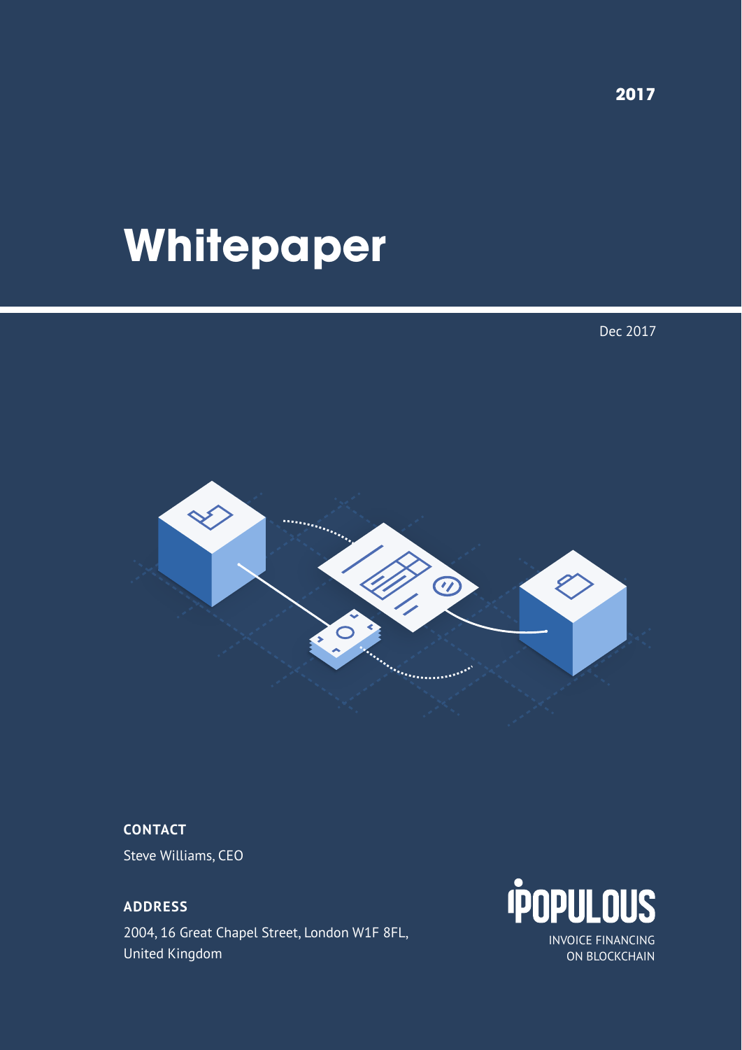2017

# Whitepaper

Dec 2017

**CONTACT**

Steve Williams, CEO

**ADDRESS**

2004, 16 Great Chapel Street, London W1F 8FL,
United Kingdom

POPULOUS

INVOICE FINANCING
ON BLOCKCHAIN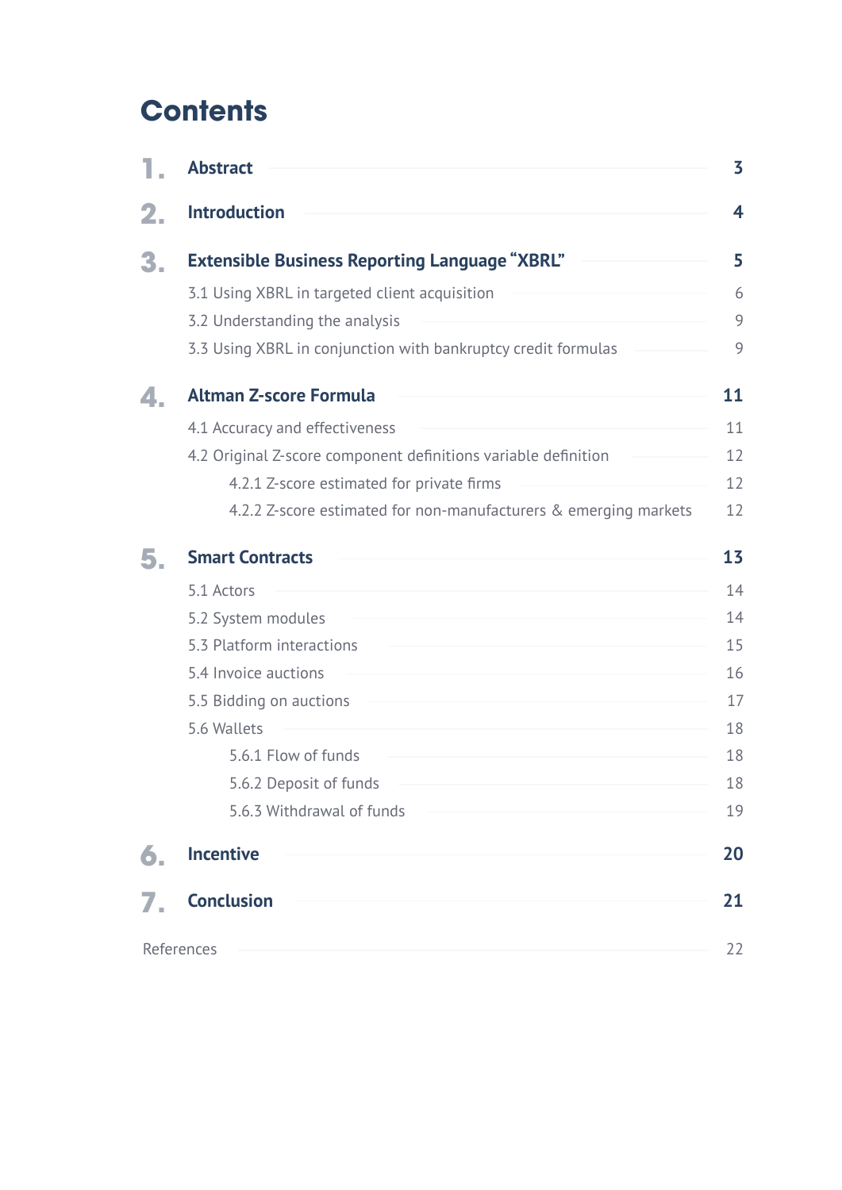# Contents

| | | |
|---|---|---|
| **1.** | **Abstract** | **3** |
| **2.** | **Introduction** | **4** |
| **3.** | **Extensible Business Reporting Language "XBRL"** | **5** |
| | 3.1 Using XBRL in targeted client acquisition | 6 |
| | 3.2 Understanding the analysis | 9 |
| | 3.3 Using XBRL in conjunction with bankruptcy credit formulas | 9 |
| **4.** | **Altman Z-score Formula** | **11** |
| | 4.1 Accuracy and effectiveness | 11 |
| | 4.2 Original Z-score component definitions variable definition | 12 |
| | 4.2.1 Z-score estimated for private firms | 12 |
| | 4.2.2 Z-score estimated for non-manufacturers & emerging markets | 12 |
| **5.** | **Smart Contracts** | **13** |
| | 5.1 Actors | 14 |
| | 5.2 System modules | 14 |
| | 5.3 Platform interactions | 15 |
| | 5.4 Invoice auctions | 16 |
| | 5.5 Bidding on auctions | 17 |
| | 5.6 Wallets | 18 |
| | 5.6.1 Flow of funds | 18 |
| | 5.6.2 Deposit of funds | 18 |
| | 5.6.3 Withdrawal of funds | 19 |
| **6.** | **Incentive** | **20** |
| **7.** | **Conclusion** | **21** |
| | References | 22 |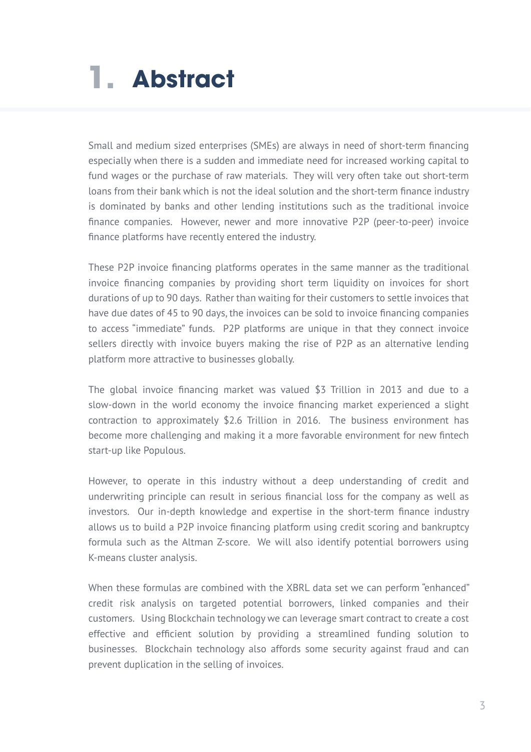# 1. Abstract

Small and medium sized enterprises (SMEs) are always in need of short-term financing especially when there is a sudden and immediate need for increased working capital to fund wages or the purchase of raw materials. They will very often take out short-term loans from their bank which is not the ideal solution and the short-term finance industry is dominated by banks and other lending institutions such as the traditional invoice finance companies. However, newer and more innovative P2P (peer-to-peer) invoice finance platforms have recently entered the industry.

These P2P invoice financing platforms operates in the same manner as the traditional invoice financing companies by providing short term liquidity on invoices for short durations of up to 90 days. Rather than waiting for their customers to settle invoices that have due dates of 45 to 90 days, the invoices can be sold to invoice financing companies to access “immediate” funds. P2P platforms are unique in that they connect invoice sellers directly with invoice buyers making the rise of P2P as an alternative lending platform more attractive to businesses globally.

The global invoice financing market was valued $3 Trillion in 2013 and due to a slow-down in the world economy the invoice financing market experienced a slight contraction to approximately $2.6 Trillion in 2016. The business environment has become more challenging and making it a more favorable environment for new fintech start-up like Populous.

However, to operate in this industry without a deep understanding of credit and underwriting principle can result in serious financial loss for the company as well as investors. Our in-depth knowledge and expertise in the short-term finance industry allows us to build a P2P invoice financing platform using credit scoring and bankruptcy formula such as the Altman Z-score. We will also identify potential borrowers using K-means cluster analysis.

When these formulas are combined with the XBRL data set we can perform “enhanced” credit risk analysis on targeted potential borrowers, linked companies and their customers. Using Blockchain technology we can leverage smart contract to create a cost effective and efficient solution by providing a streamlined funding solution to businesses. Blockchain technology also affords some security against fraud and can prevent duplication in the selling of invoices.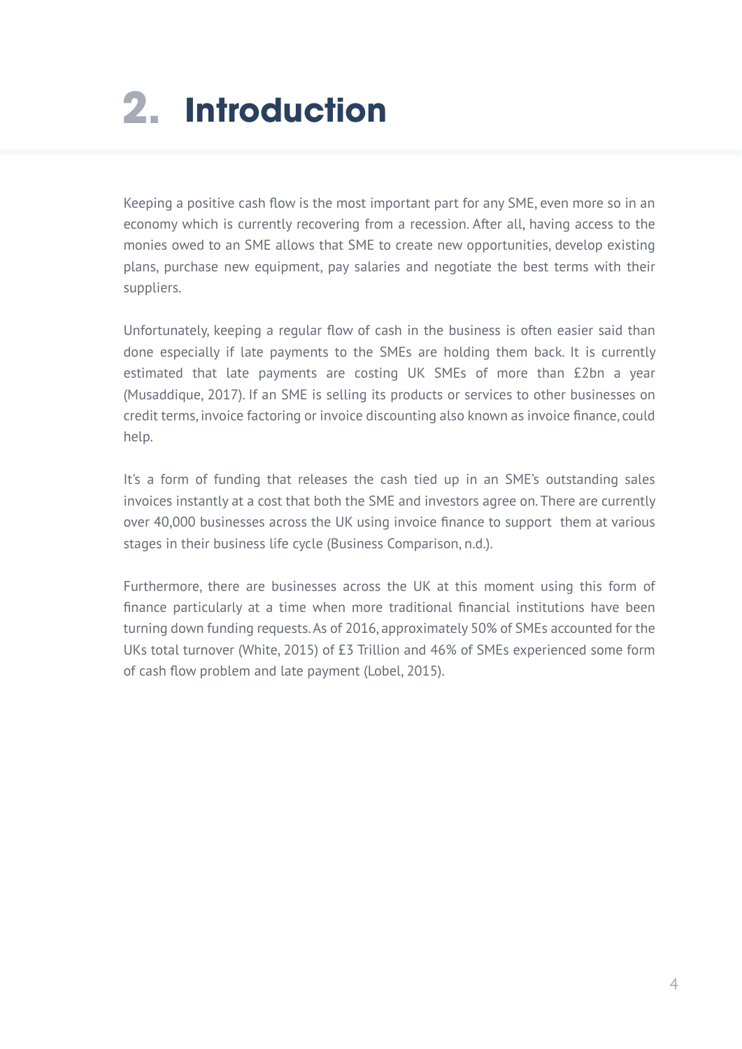# 2. Introduction

Keeping a positive cash flow is the most important part for any SME, even more so in an economy which is currently recovering from a recession. After all, having access to the monies owed to an SME allows that SME to create new opportunities, develop existing plans, purchase new equipment, pay salaries and negotiate the best terms with their suppliers.

Unfortunately, keeping a regular flow of cash in the business is often easier said than done especially if late payments to the SMEs are holding them back. It is currently estimated that late payments are costing UK SMEs of more than £2bn a year (Musaddique, 2017). If an SME is selling its products or services to other businesses on credit terms, invoice factoring or invoice discounting also known as invoice finance, could help.

It's a form of funding that releases the cash tied up in an SME's outstanding sales invoices instantly at a cost that both the SME and investors agree on. There are currently over 40,000 businesses across the UK using invoice finance to support them at various stages in their business life cycle (Business Comparison, n.d.).

Furthermore, there are businesses across the UK at this moment using this form of finance particularly at a time when more traditional financial institutions have been turning down funding requests. As of 2016, approximately 50% of SMEs accounted for the UKs total turnover (White, 2015) of £3 Trillion and 46% of SMEs experienced some form of cash flow problem and late payment (Lobel, 2015).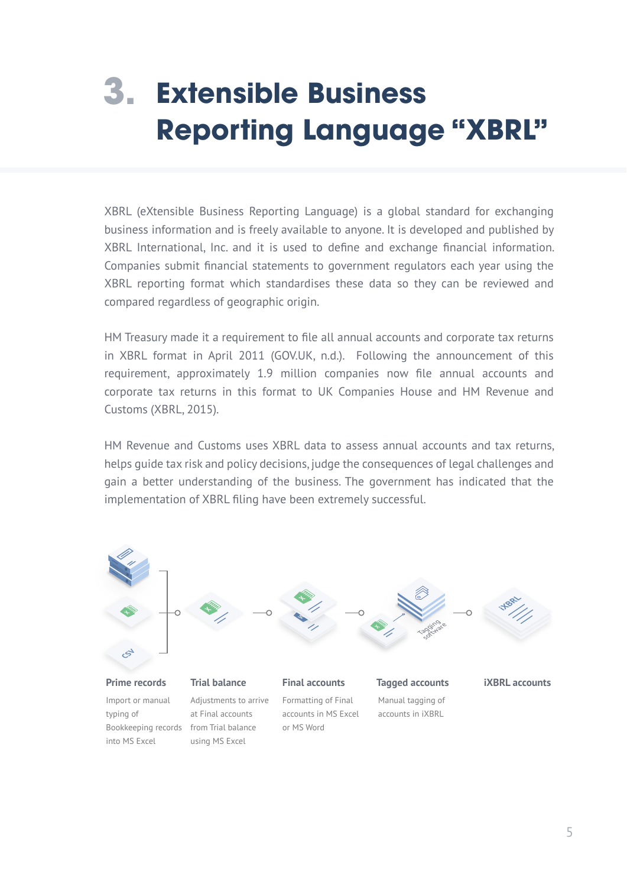# 3. Extensible Business Reporting Language "XBRL"

XBRL (eXtensible Business Reporting Language) is a global standard for exchanging business information and is freely available to anyone. It is developed and published by XBRL International, Inc. and it is used to define and exchange financial information. Companies submit financial statements to government regulators each year using the XBRL reporting format which standardises these data so they can be reviewed and compared regardless of geographic origin.

HM Treasury made it a requirement to file all annual accounts and corporate tax returns in XBRL format in April 2011 (GOV.UK, n.d.). Following the announcement of this requirement, approximately 1.9 million companies now file annual accounts and corporate tax returns in this format to UK Companies House and HM Revenue and Customs (XBRL, 2015).

HM Revenue and Customs uses XBRL data to assess annual accounts and tax returns, helps guide tax risk and policy decisions, judge the consequences of legal challenges and gain a better understanding of the business. The government has indicated that the implementation of XBRL filing have been extremely successful.

**Prime records**
Import or manual typing of Bookkeeping records into MS Excel

**Trial balance**
Adjustments to arrive at Final accounts from Trial balance using MS Excel

**Final accounts**
Formatting of Final accounts in MS Excel or MS Word

**Tagged accounts**
Manual tagging of accounts in iXBRL

**iXBRL accounts**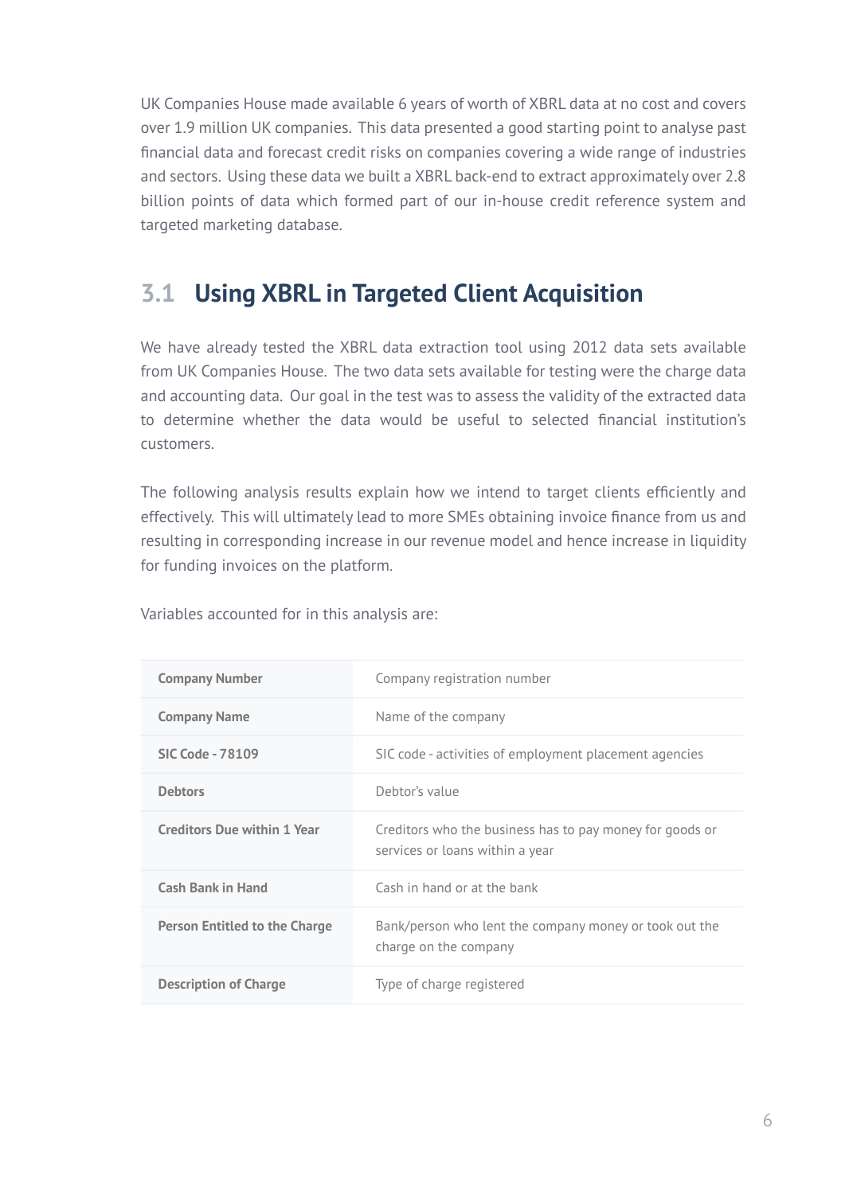UK Companies House made available 6 years of worth of XBRL data at no cost and covers over 1.9 million UK companies. This data presented a good starting point to analyse past financial data and forecast credit risks on companies covering a wide range of industries and sectors. Using these data we built a XBRL back-end to extract approximately over 2.8 billion points of data which formed part of our in-house credit reference system and targeted marketing database.

## 3.1 Using XBRL in Targeted Client Acquisition

We have already tested the XBRL data extraction tool using 2012 data sets available from UK Companies House. The two data sets available for testing were the charge data and accounting data. Our goal in the test was to assess the validity of the extracted data to determine whether the data would be useful to selected financial institution's customers.

The following analysis results explain how we intend to target clients efficiently and effectively. This will ultimately lead to more SMEs obtaining invoice finance from us and resulting in corresponding increase in our revenue model and hence increase in liquidity for funding invoices on the platform.

Variables accounted for in this analysis are:

| | |
|---|---|
| **Company Number** | Company registration number |
| **Company Name** | Name of the company |
| **SIC Code - 78109** | SIC code - activities of employment placement agencies |
| **Debtors** | Debtor's value |
| **Creditors Due within 1 Year** | Creditors who the business has to pay money for goods or services or loans within a year |
| **Cash Bank in Hand** | Cash in hand or at the bank |
| **Person Entitled to the Charge** | Bank/person who lent the company money or took out the charge on the company |
| **Description of Charge** | Type of charge registered |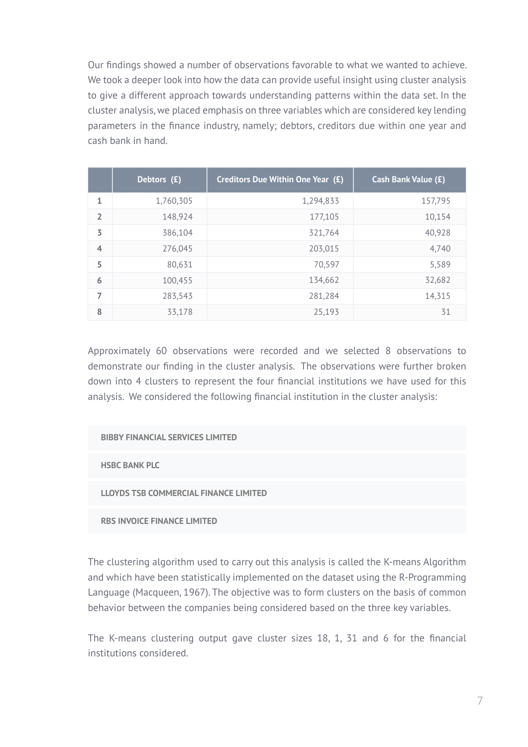Our findings showed a number of observations favorable to what we wanted to achieve. We took a deeper look into how the data can provide useful insight using cluster analysis to give a different approach towards understanding patterns within the data set. In the cluster analysis, we placed emphasis on three variables which are considered key lending parameters in the finance industry, namely; debtors, creditors due within one year and cash bank in hand.

| | Debtors (£) | Creditors Due Within One Year (£) | Cash Bank Value (£) |
|---|---|---|---|
| 1 | 1,760,305 | 1,294,833 | 157,795 |
| 2 | 148,924 | 177,105 | 10,154 |
| 3 | 386,104 | 321,764 | 40,928 |
| 4 | 276,045 | 203,015 | 4,740 |
| 5 | 80,631 | 70,597 | 5,589 |
| 6 | 100,455 | 134,662 | 32,682 |
| 7 | 283,543 | 281,284 | 14,315 |
| 8 | 33,178 | 25,193 | 31 |

Approximately 60 observations were recorded and we selected 8 observations to demonstrate our finding in the cluster analysis. The observations were further broken down into 4 clusters to represent the four financial institutions we have used for this analysis. We considered the following financial institution in the cluster analysis:

- **BIBBY FINANCIAL SERVICES LIMITED**
- **HSBC BANK PLC**
- **LLOYDS TSB COMMERCIAL FINANCE LIMITED**
- **RBS INVOICE FINANCE LIMITED**

The clustering algorithm used to carry out this analysis is called the K-means Algorithm and which have been statistically implemented on the dataset using the R-Programming Language (Macqueen, 1967). The objective was to form clusters on the basis of common behavior between the companies being considered based on the three key variables.

The K-means clustering output gave cluster sizes 18, 1, 31 and 6 for the financial institutions considered.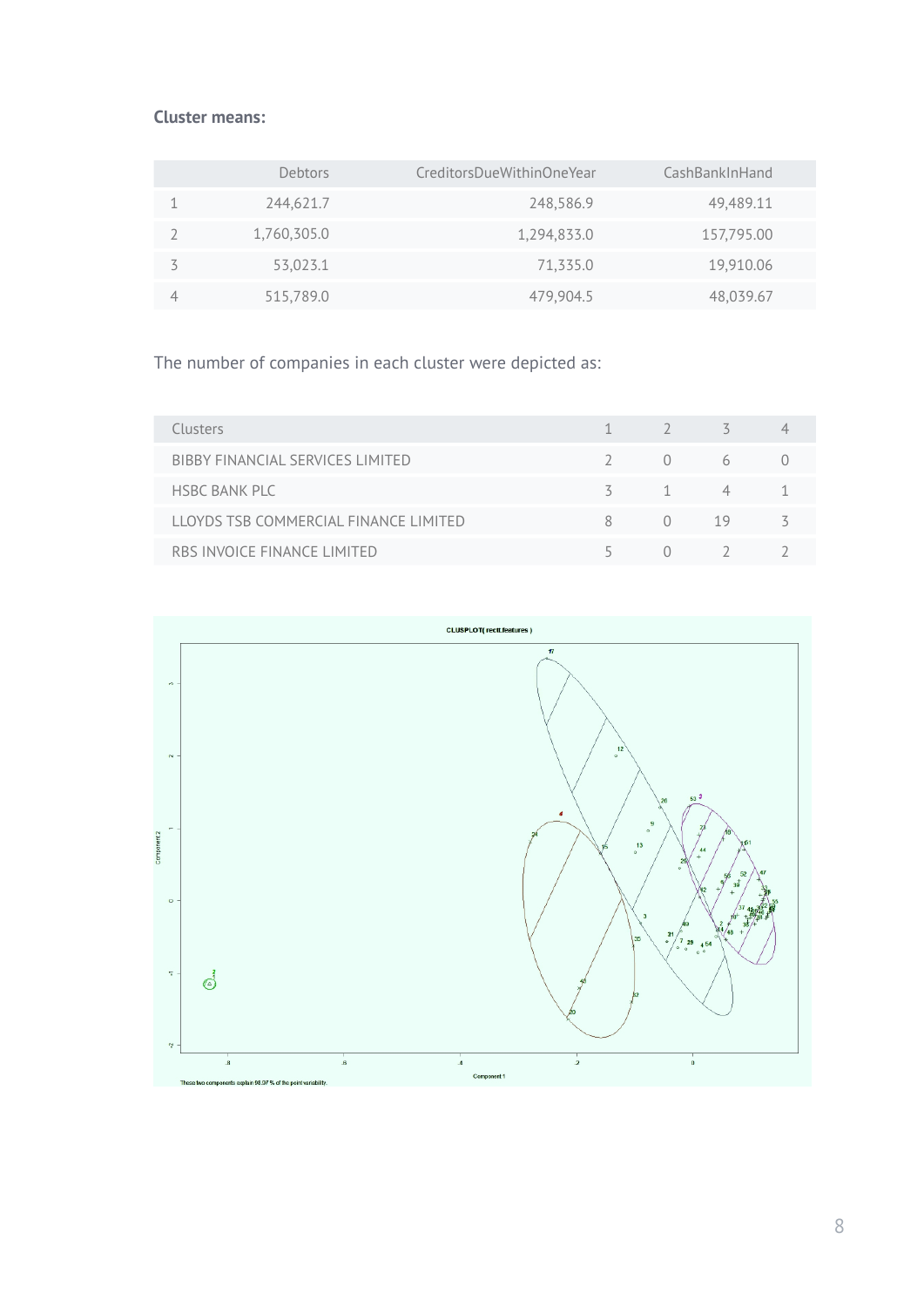**Cluster means:**

| | Debtors | CreditorsDueWithinOneYear | CashBankInHand |
|---|---|---|---|
| 1 | 244,621.7 | 248,586.9 | 49,489.11 |
| 2 | 1,760,305.0 | 1,294,833.0 | 157,795.00 |
| 3 | 53,023.1 | 71,335.0 | 19,910.06 |
| 4 | 515,789.0 | 479,904.5 | 48,039.67 |

The number of companies in each cluster were depicted as:

| Clusters | 1 | 2 | 3 | 4 |
|---|---|---|---|---|
| BIBBY FINANCIAL SERVICES LIMITED | 2 | 0 | 6 | 0 |
| HSBC BANK PLC | 3 | 1 | 4 | 1 |
| LLOYDS TSB COMMERCIAL FINANCE LIMITED | 8 | 0 | 19 | 3 |
| RBS INVOICE FINANCE LIMITED | 5 | 0 | 2 | 2 |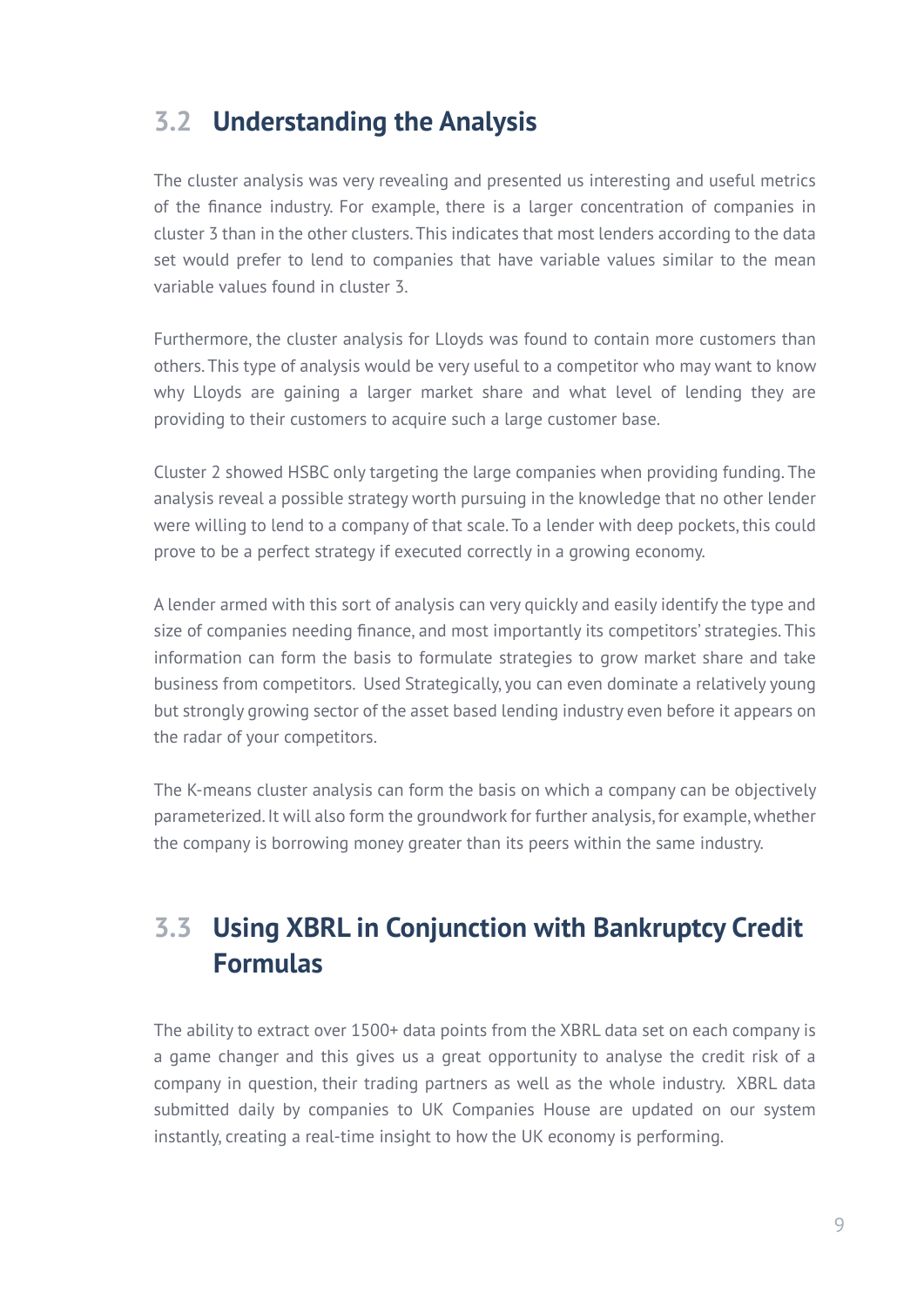## 3.2 Understanding the Analysis

The cluster analysis was very revealing and presented us interesting and useful metrics of the finance industry. For example, there is a larger concentration of companies in cluster 3 than in the other clusters. This indicates that most lenders according to the data set would prefer to lend to companies that have variable values similar to the mean variable values found in cluster 3.

Furthermore, the cluster analysis for Lloyds was found to contain more customers than others. This type of analysis would be very useful to a competitor who may want to know why Lloyds are gaining a larger market share and what level of lending they are providing to their customers to acquire such a large customer base.

Cluster 2 showed HSBC only targeting the large companies when providing funding. The analysis reveal a possible strategy worth pursuing in the knowledge that no other lender were willing to lend to a company of that scale. To a lender with deep pockets, this could prove to be a perfect strategy if executed correctly in a growing economy.

A lender armed with this sort of analysis can very quickly and easily identify the type and size of companies needing finance, and most importantly its competitors' strategies. This information can form the basis to formulate strategies to grow market share and take business from competitors. Used Strategically, you can even dominate a relatively young but strongly growing sector of the asset based lending industry even before it appears on the radar of your competitors.

The K-means cluster analysis can form the basis on which a company can be objectively parameterized. It will also form the groundwork for further analysis, for example, whether the company is borrowing money greater than its peers within the same industry.

## 3.3 Using XBRL in Conjunction with Bankruptcy Credit Formulas

The ability to extract over 1500+ data points from the XBRL data set on each company is a game changer and this gives us a great opportunity to analyse the credit risk of a company in question, their trading partners as well as the whole industry. XBRL data submitted daily by companies to UK Companies House are updated on our system instantly, creating a real-time insight to how the UK economy is performing.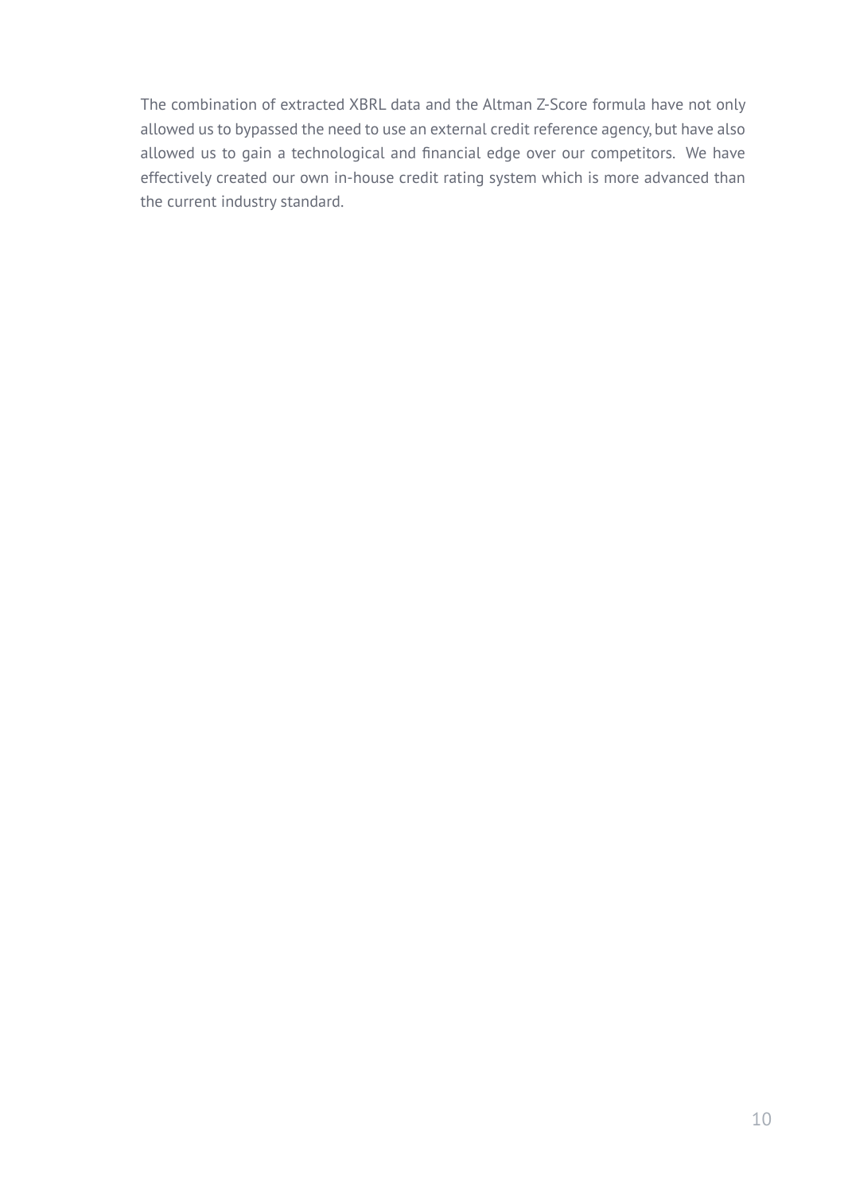The combination of extracted XBRL data and the Altman Z-Score formula have not only allowed us to bypassed the need to use an external credit reference agency, but have also allowed us to gain a technological and financial edge over our competitors. We have effectively created our own in-house credit rating system which is more advanced than the current industry standard.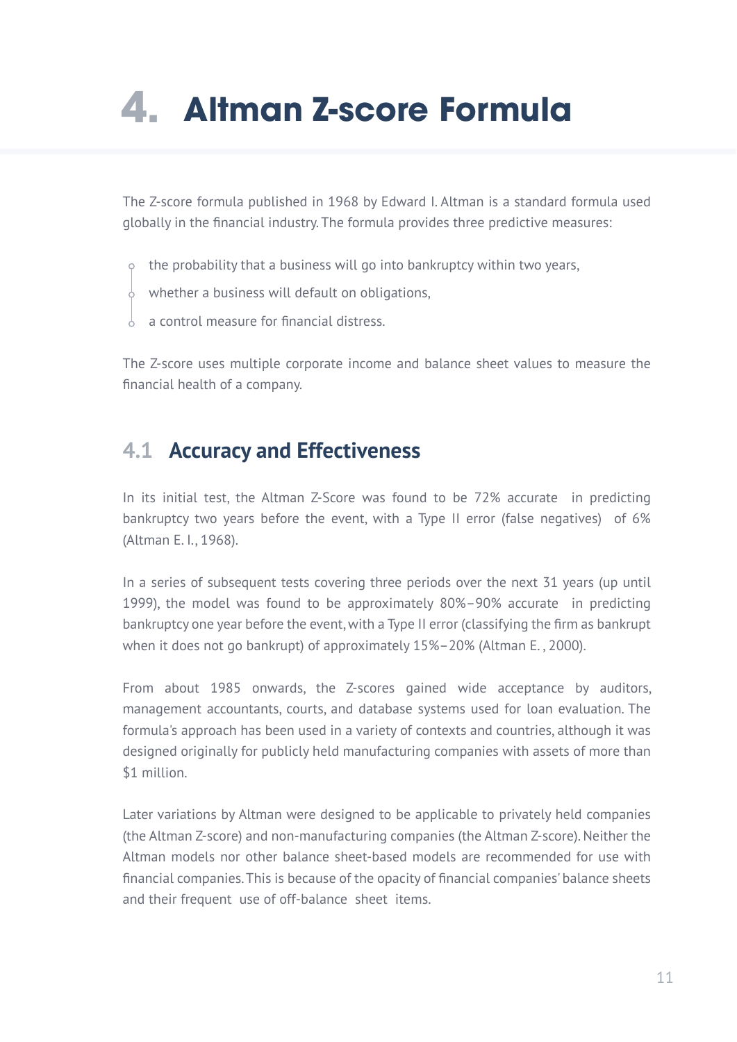# 4. Altman Z-score Formula

The Z-score formula published in 1968 by Edward I. Altman is a standard formula used globally in the financial industry. The formula provides three predictive measures:

- the probability that a business will go into bankruptcy within two years,
- whether a business will default on obligations,
- a control measure for financial distress.

The Z-score uses multiple corporate income and balance sheet values to measure the financial health of a company.

## 4.1 Accuracy and Effectiveness

In its initial test, the Altman Z-Score was found to be 72% accurate in predicting bankruptcy two years before the event, with a Type II error (false negatives) of 6% (Altman E. I., 1968).

In a series of subsequent tests covering three periods over the next 31 years (up until 1999), the model was found to be approximately 80%–90% accurate in predicting bankruptcy one year before the event, with a Type II error (classifying the firm as bankrupt when it does not go bankrupt) of approximately 15%–20% (Altman E. , 2000).

From about 1985 onwards, the Z-scores gained wide acceptance by auditors, management accountants, courts, and database systems used for loan evaluation. The formula's approach has been used in a variety of contexts and countries, although it was designed originally for publicly held manufacturing companies with assets of more than $1 million.

Later variations by Altman were designed to be applicable to privately held companies (the Altman Z-score) and non-manufacturing companies (the Altman Z-score). Neither the Altman models nor other balance sheet-based models are recommended for use with financial companies. This is because of the opacity of financial companies' balance sheets and their frequent use of off-balance sheet items.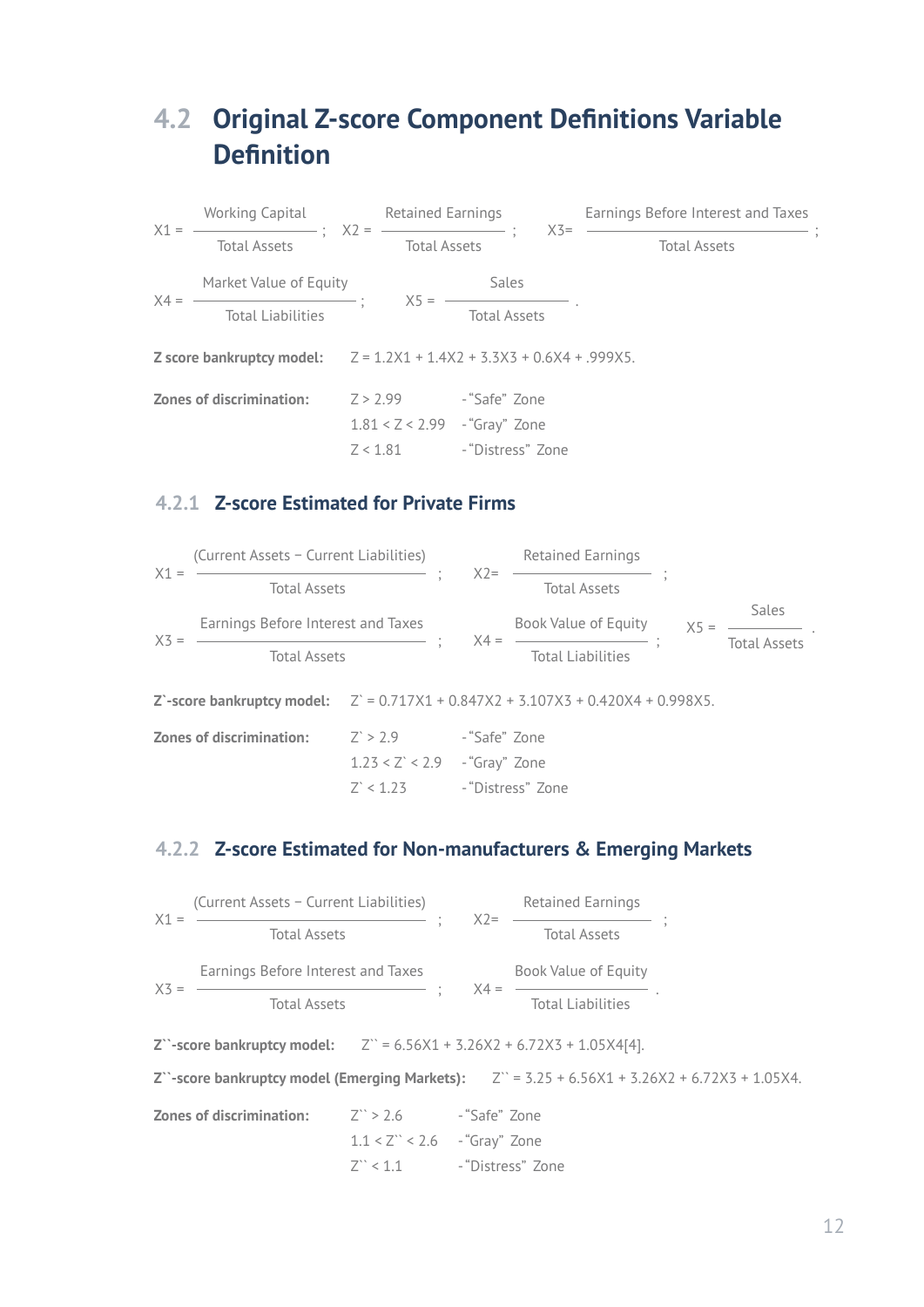## 4.2 Original Z-score Component Definitions Variable Definition

$$X1 = \frac{\text{Working Capital}}{\text{Total Assets}}; \quad X2 = \frac{\text{Retained Earnings}}{\text{Total Assets}}; \quad X3 = \frac{\text{Earnings Before Interest and Taxes}}{\text{Total Assets}};$$

$$X4 = \frac{\text{Market Value of Equity}}{\text{Total Liabilities}}; \quad X5 = \frac{\text{Sales}}{\text{Total Assets}}.$$

**Z score bankruptcy model:** $Z = 1.2X1 + 1.4X2 + 3.3X3 + 0.6X4 + .999X5.$

**Zones of discrimination:**

| | |
|---|---|
| $Z > 2.99$ | - "Safe" Zone |
| $1.81 < Z < 2.99$ | - "Gray" Zone |
| $Z < 1.81$ | - "Distress" Zone |

### 4.2.1 Z-score Estimated for Private Firms

$$X1 = \frac{\text{(Current Assets − Current Liabilities)}}{\text{Total Assets}}; \quad X2 = \frac{\text{Retained Earnings}}{\text{Total Assets}};$$

$$X3 = \frac{\text{Earnings Before Interest and Taxes}}{\text{Total Assets}}; \quad X4 = \frac{\text{Book Value of Equity}}{\text{Total Liabilities}}; \quad X5 = \frac{\text{Sales}}{\text{Total Assets}}.$$

**Z`-score bankruptcy model:** $Z' = 0.717X1 + 0.847X2 + 3.107X3 + 0.420X4 + 0.998X5.$

**Zones of discrimination:**

| | |
|---|---|
| $Z' > 2.9$ | - "Safe" Zone |
| $1.23 < Z' < 2.9$ | - "Gray" Zone |
| $Z' < 1.23$ | - "Distress" Zone |

### 4.2.2 Z-score Estimated for Non-manufacturers & Emerging Markets

$$X1 = \frac{\text{(Current Assets − Current Liabilities)}}{\text{Total Assets}}; \quad X2 = \frac{\text{Retained Earnings}}{\text{Total Assets}};$$

$$X3 = \frac{\text{Earnings Before Interest and Taxes}}{\text{Total Assets}}; \quad X4 = \frac{\text{Book Value of Equity}}{\text{Total Liabilities}}.$$

**Z``-score bankruptcy model:** $Z'' = 6.56X1 + 3.26X2 + 6.72X3 + 1.05X4$[4].

**Z``-score bankruptcy model (Emerging Markets):** $Z'' = 3.25 + 6.56X1 + 3.26X2 + 6.72X3 + 1.05X4.$

**Zones of discrimination:**

| | |
|---|---|
| $Z'' > 2.6$ | - "Safe" Zone |
| $1.1 < Z'' < 2.6$ | - "Gray" Zone |
| $Z'' < 1.1$ | - "Distress" Zone |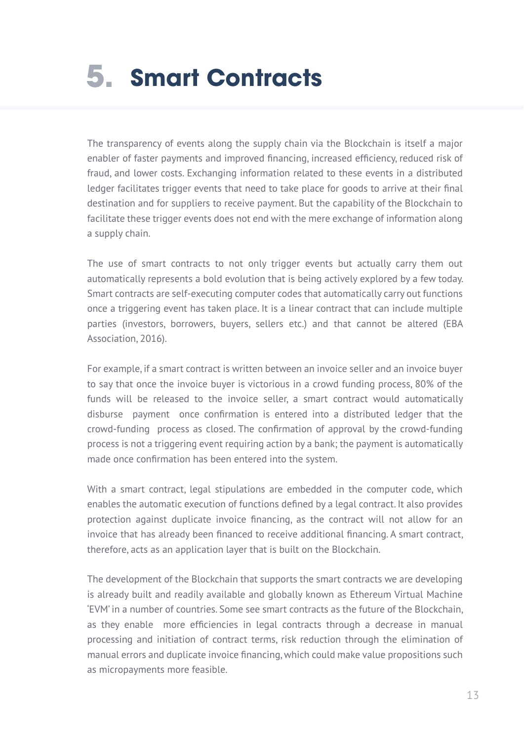# 5. Smart Contracts

The transparency of events along the supply chain via the Blockchain is itself a major enabler of faster payments and improved financing, increased efficiency, reduced risk of fraud, and lower costs. Exchanging information related to these events in a distributed ledger facilitates trigger events that need to take place for goods to arrive at their final destination and for suppliers to receive payment. But the capability of the Blockchain to facilitate these trigger events does not end with the mere exchange of information along a supply chain.

The use of smart contracts to not only trigger events but actually carry them out automatically represents a bold evolution that is being actively explored by a few today. Smart contracts are self-executing computer codes that automatically carry out functions once a triggering event has taken place. It is a linear contract that can include multiple parties (investors, borrowers, buyers, sellers etc.) and that cannot be altered (EBA Association, 2016).

For example, if a smart contract is written between an invoice seller and an invoice buyer to say that once the invoice buyer is victorious in a crowd funding process, 80% of the funds will be released to the invoice seller, a smart contract would automatically disburse payment once confirmation is entered into a distributed ledger that the crowd-funding process as closed. The confirmation of approval by the crowd-funding process is not a triggering event requiring action by a bank; the payment is automatically made once confirmation has been entered into the system.

With a smart contract, legal stipulations are embedded in the computer code, which enables the automatic execution of functions defined by a legal contract. It also provides protection against duplicate invoice financing, as the contract will not allow for an invoice that has already been financed to receive additional financing. A smart contract, therefore, acts as an application layer that is built on the Blockchain.

The development of the Blockchain that supports the smart contracts we are developing is already built and readily available and globally known as Ethereum Virtual Machine 'EVM' in a number of countries. Some see smart contracts as the future of the Blockchain, as they enable more efficiencies in legal contracts through a decrease in manual processing and initiation of contract terms, risk reduction through the elimination of manual errors and duplicate invoice financing, which could make value propositions such as micropayments more feasible.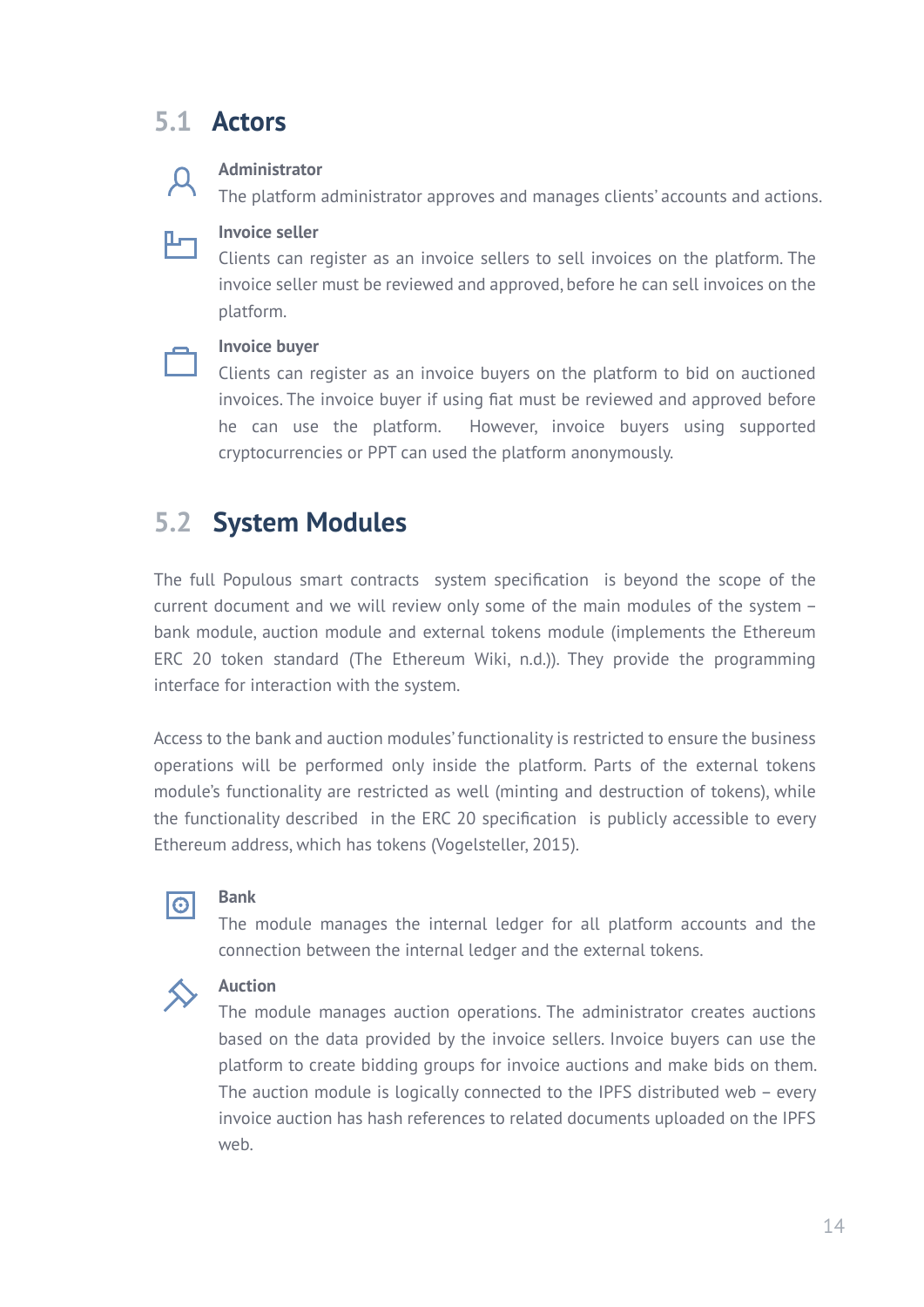## 5.1 Actors

**Administrator**

The platform administrator approves and manages clients' accounts and actions.

**Invoice seller**

Clients can register as an invoice sellers to sell invoices on the platform. The invoice seller must be reviewed and approved, before he can sell invoices on the platform.

**Invoice buyer**

Clients can register as an invoice buyers on the platform to bid on auctioned invoices. The invoice buyer if using fiat must be reviewed and approved before he can use the platform. However, invoice buyers using supported cryptocurrencies or PPT can used the platform anonymously.

## 5.2 System Modules

The full Populous smart contracts system specification is beyond the scope of the current document and we will review only some of the main modules of the system – bank module, auction module and external tokens module (implements the Ethereum ERC 20 token standard (The Ethereum Wiki, n.d.)). They provide the programming interface for interaction with the system.

Access to the bank and auction modules' functionality is restricted to ensure the business operations will be performed only inside the platform. Parts of the external tokens module's functionality are restricted as well (minting and destruction of tokens), while the functionality described in the ERC 20 specification is publicly accessible to every Ethereum address, which has tokens (Vogelsteller, 2015).

**Bank**

The module manages the internal ledger for all platform accounts and the connection between the internal ledger and the external tokens.

**Auction**

The module manages auction operations. The administrator creates auctions based on the data provided by the invoice sellers. Invoice buyers can use the platform to create bidding groups for invoice auctions and make bids on them. The auction module is logically connected to the IPFS distributed web – every invoice auction has hash references to related documents uploaded on the IPFS web.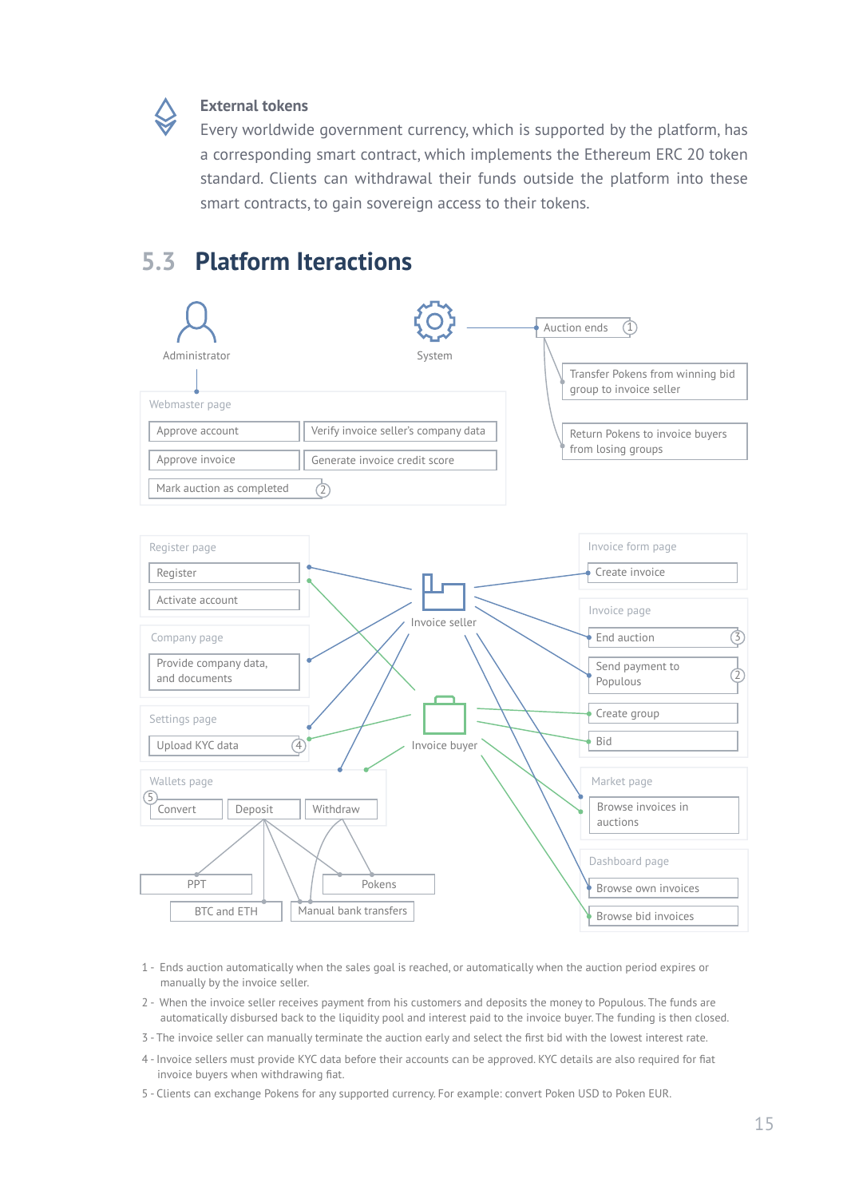**External tokens**

Every worldwide government currency, which is supported by the platform, has a corresponding smart contract, which implements the Ethereum ERC 20 token standard. Clients can withdrawal their funds outside the platform into these smart contracts, to gain sovereign access to their tokens.

## 5.3 Platform Iteractions

Administrator

System

Auction ends (1)

Transfer Pokens from winning bid group to invoice seller

Return Pokens to invoice buyers from losing groups

Webmaster page

- Approve account
- Verify invoice seller's company data
- Approve invoice
- Generate invoice credit score
- Mark auction as completed (2)

Register page

- Register
- Activate account

Company page

- Provide company data, and documents

Settings page

- Upload KYC data (4)

Wallets page (5)

- Convert
- Deposit
- Withdraw

PPT

Pokens

BTC and ETH

Manual bank transfers

Invoice seller

Invoice buyer

Invoice form page

- Create invoice

Invoice page

- End auction (3)
- Send payment to Populous (2)
- Create group
- Bid

Market page

- Browse invoices in auctions

Dashboard page

- Browse own invoices
- Browse bid invoices

1 - Ends auction automatically when the sales goal is reached, or automatically when the auction period expires or manually by the invoice seller.

2 - When the invoice seller receives payment from his customers and deposits the money to Populous. The funds are automatically disbursed back to the liquidity pool and interest paid to the invoice buyer. The funding is then closed.

3 - The invoice seller can manually terminate the auction early and select the first bid with the lowest interest rate.

4 - Invoice sellers must provide KYC data before their accounts can be approved. KYC details are also required for fiat invoice buyers when withdrawing fiat.

5 - Clients can exchange Pokens for any supported currency. For example: convert Poken USD to Poken EUR.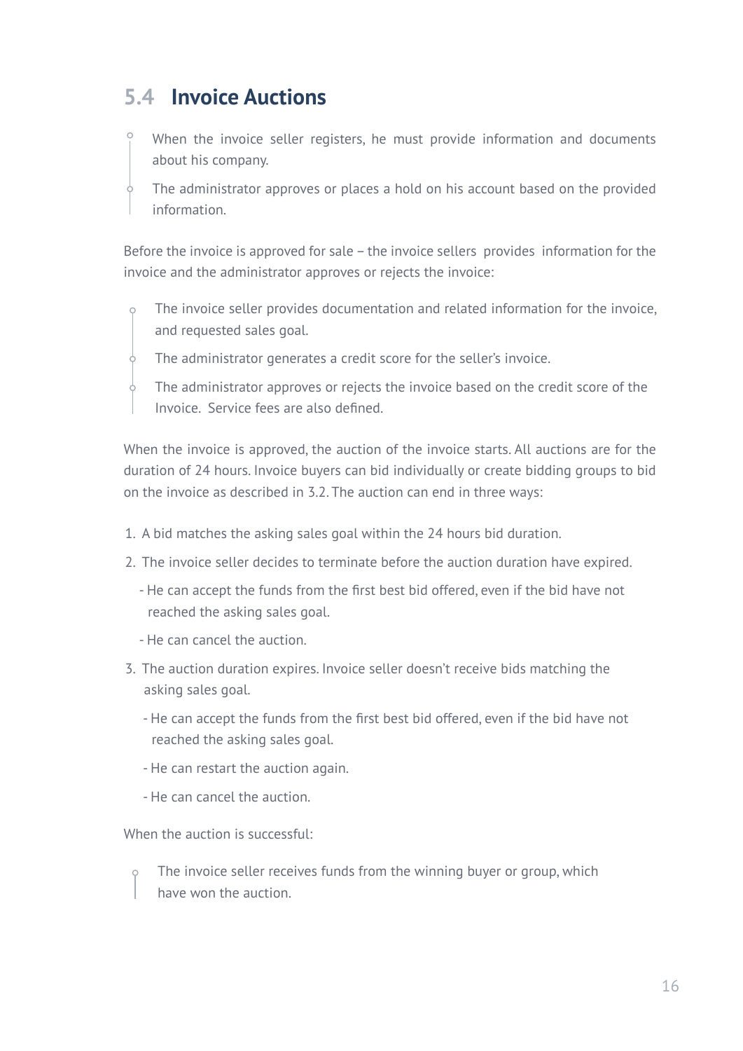## 5.4 Invoice Auctions

- When the invoice seller registers, he must provide information and documents about his company.
- The administrator approves or places a hold on his account based on the provided information.

Before the invoice is approved for sale – the invoice sellers provides information for the invoice and the administrator approves or rejects the invoice:

- The invoice seller provides documentation and related information for the invoice, and requested sales goal.
- The administrator generates a credit score for the seller's invoice.
- The administrator approves or rejects the invoice based on the credit score of the Invoice. Service fees are also defined.

When the invoice is approved, the auction of the invoice starts. All auctions are for the duration of 24 hours. Invoice buyers can bid individually or create bidding groups to bid on the invoice as described in 3.2. The auction can end in three ways:

1. A bid matches the asking sales goal within the 24 hours bid duration.
2. The invoice seller decides to terminate before the auction duration have expired.
   - He can accept the funds from the first best bid offered, even if the bid have not reached the asking sales goal.
   - He can cancel the auction.
3. The auction duration expires. Invoice seller doesn't receive bids matching the asking sales goal.
   - He can accept the funds from the first best bid offered, even if the bid have not reached the asking sales goal.
   - He can restart the auction again.
   - He can cancel the auction.

When the auction is successful:

- The invoice seller receives funds from the winning buyer or group, which have won the auction.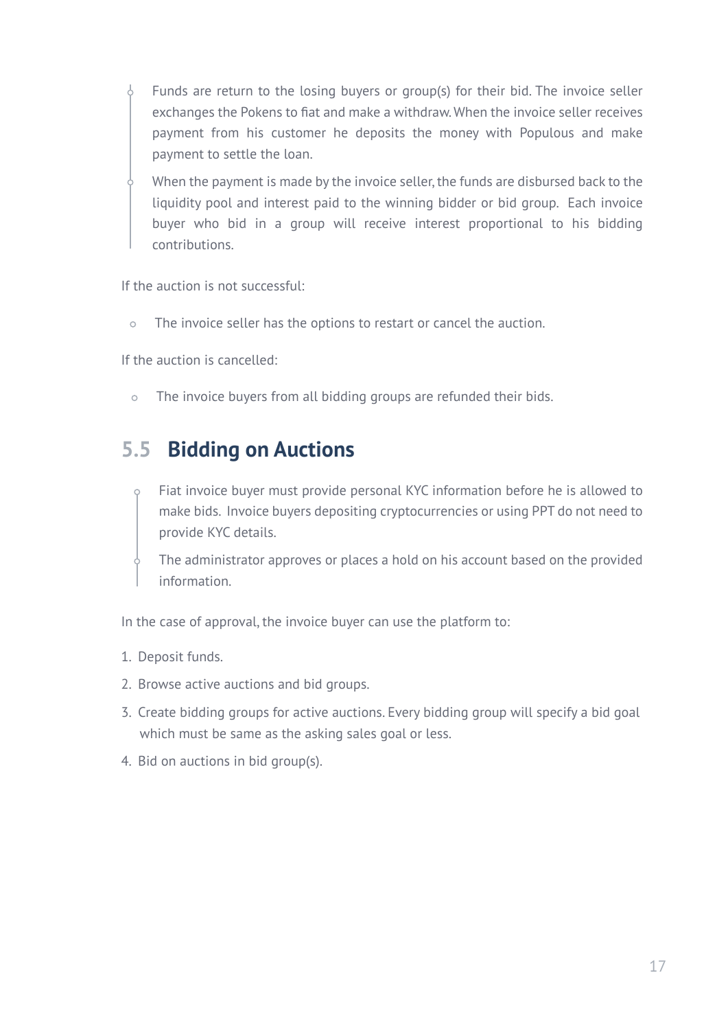- Funds are return to the losing buyers or group(s) for their bid. The invoice seller exchanges the Pokens to fiat and make a withdraw. When the invoice seller receives payment from his customer he deposits the money with Populous and make payment to settle the loan.
- When the payment is made by the invoice seller, the funds are disbursed back to the liquidity pool and interest paid to the winning bidder or bid group. Each invoice buyer who bid in a group will receive interest proportional to his bidding contributions.

If the auction is not successful:

- The invoice seller has the options to restart or cancel the auction.

If the auction is cancelled:

- The invoice buyers from all bidding groups are refunded their bids.

## 5.5 Bidding on Auctions

- Fiat invoice buyer must provide personal KYC information before he is allowed to make bids. Invoice buyers depositing cryptocurrencies or using PPT do not need to provide KYC details.
- The administrator approves or places a hold on his account based on the provided information.

In the case of approval, the invoice buyer can use the platform to:

1. Deposit funds.
2. Browse active auctions and bid groups.
3. Create bidding groups for active auctions. Every bidding group will specify a bid goal which must be same as the asking sales goal or less.
4. Bid on auctions in bid group(s).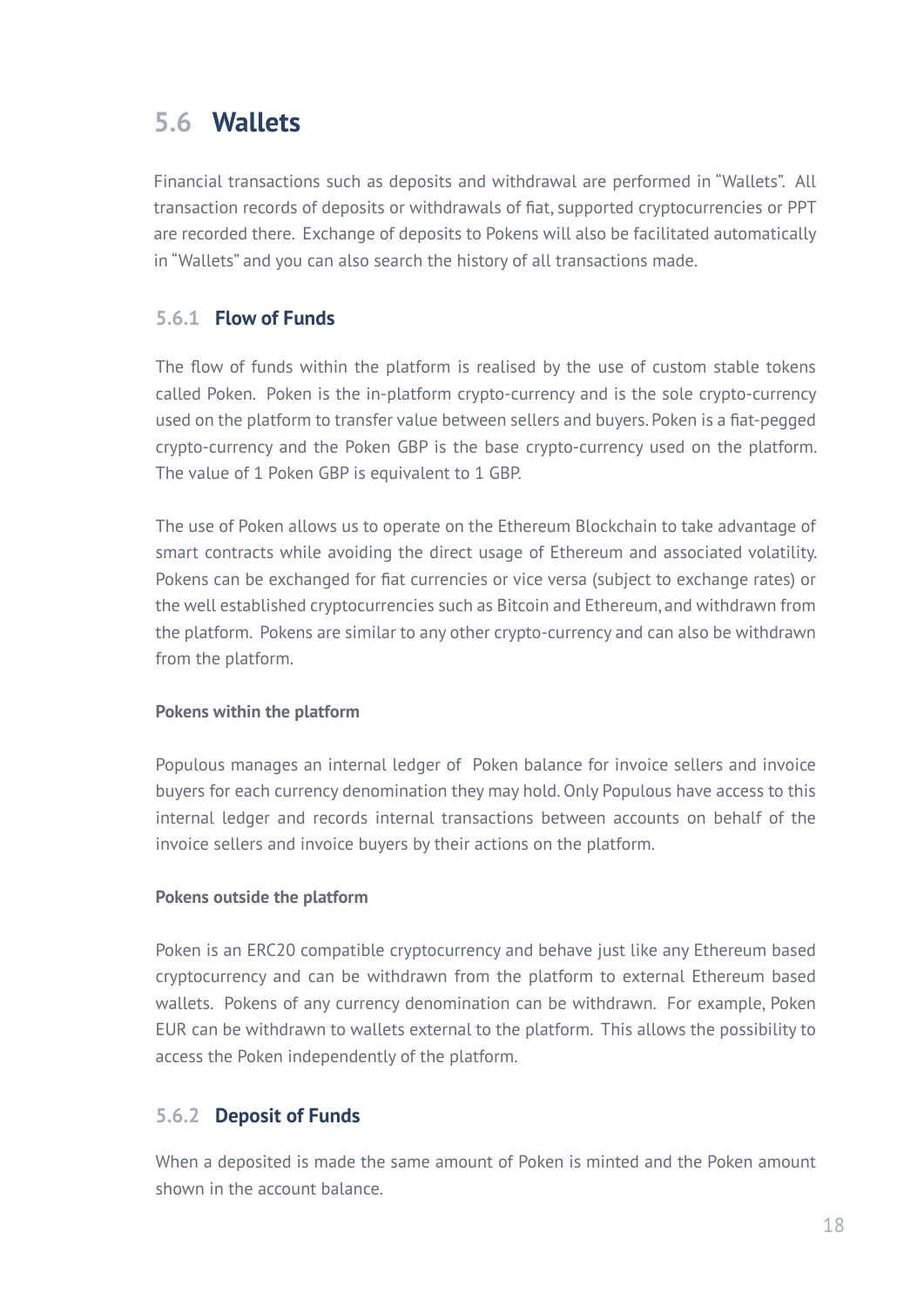## 5.6 Wallets

Financial transactions such as deposits and withdrawal are performed in "Wallets". All transaction records of deposits or withdrawals of fiat, supported cryptocurrencies or PPT are recorded there. Exchange of deposits to Pokens will also be facilitated automatically in "Wallets" and you can also search the history of all transactions made.

### 5.6.1 Flow of Funds

The flow of funds within the platform is realised by the use of custom stable tokens called Poken. Poken is the in-platform crypto-currency and is the sole crypto-currency used on the platform to transfer value between sellers and buyers. Poken is a fiat-pegged crypto-currency and the Poken GBP is the base crypto-currency used on the platform. The value of 1 Poken GBP is equivalent to 1 GBP.

The use of Poken allows us to operate on the Ethereum Blockchain to take advantage of smart contracts while avoiding the direct usage of Ethereum and associated volatility. Pokens can be exchanged for fiat currencies or vice versa (subject to exchange rates) or the well established cryptocurrencies such as Bitcoin and Ethereum, and withdrawn from the platform. Pokens are similar to any other crypto-currency and can also be withdrawn from the platform.

**Pokens within the platform**

Populous manages an internal ledger of Poken balance for invoice sellers and invoice buyers for each currency denomination they may hold. Only Populous have access to this internal ledger and records internal transactions between accounts on behalf of the invoice sellers and invoice buyers by their actions on the platform.

**Pokens outside the platform**

Poken is an ERC20 compatible cryptocurrency and behave just like any Ethereum based cryptocurrency and can be withdrawn from the platform to external Ethereum based wallets. Pokens of any currency denomination can be withdrawn. For example, Poken EUR can be withdrawn to wallets external to the platform. This allows the possibility to access the Poken independently of the platform.

### 5.6.2 Deposit of Funds

When a deposited is made the same amount of Poken is minted and the Poken amount shown in the account balance.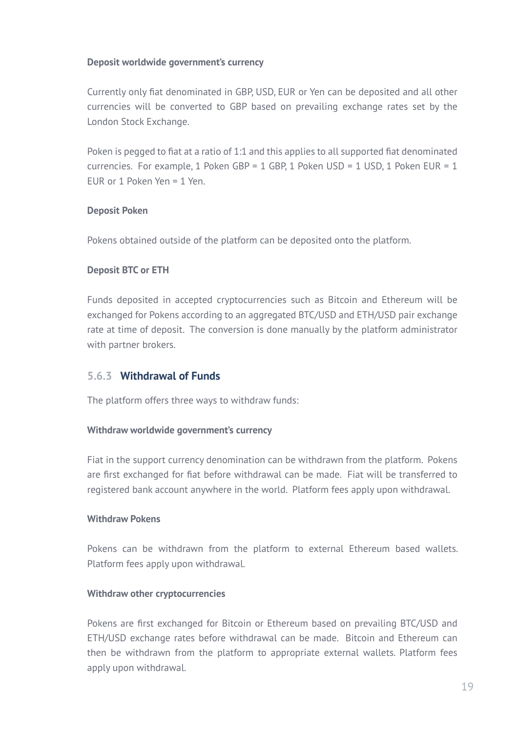**Deposit worldwide government's currency**

Currently only fiat denominated in GBP, USD, EUR or Yen can be deposited and all other currencies will be converted to GBP based on prevailing exchange rates set by the London Stock Exchange.

Poken is pegged to fiat at a ratio of 1:1 and this applies to all supported fiat denominated currencies. For example, 1 Poken GBP = 1 GBP, 1 Poken USD = 1 USD, 1 Poken EUR = 1 EUR or 1 Poken Yen = 1 Yen.

**Deposit Poken**

Pokens obtained outside of the platform can be deposited onto the platform.

**Deposit BTC or ETH**

Funds deposited in accepted cryptocurrencies such as Bitcoin and Ethereum will be exchanged for Pokens according to an aggregated BTC/USD and ETH/USD pair exchange rate at time of deposit. The conversion is done manually by the platform administrator with partner brokers.

### 5.6.3 Withdrawal of Funds

The platform offers three ways to withdraw funds:

**Withdraw worldwide government's currency**

Fiat in the support currency denomination can be withdrawn from the platform. Pokens are first exchanged for fiat before withdrawal can be made. Fiat will be transferred to registered bank account anywhere in the world. Platform fees apply upon withdrawal.

**Withdraw Pokens**

Pokens can be withdrawn from the platform to external Ethereum based wallets. Platform fees apply upon withdrawal.

**Withdraw other cryptocurrencies**

Pokens are first exchanged for Bitcoin or Ethereum based on prevailing BTC/USD and ETH/USD exchange rates before withdrawal can be made. Bitcoin and Ethereum can then be withdrawn from the platform to appropriate external wallets. Platform fees apply upon withdrawal.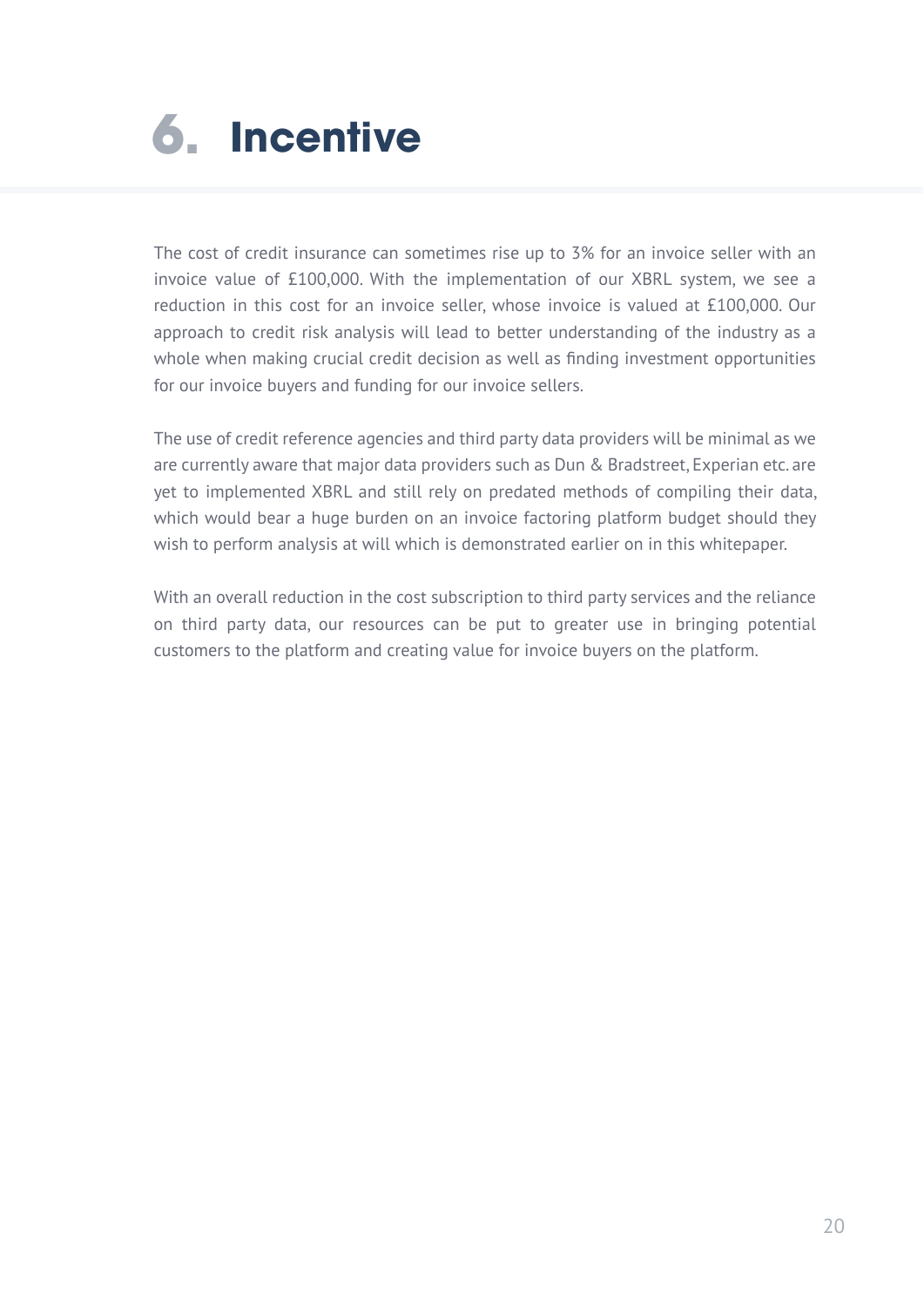# 6. Incentive

The cost of credit insurance can sometimes rise up to 3% for an invoice seller with an invoice value of £100,000. With the implementation of our XBRL system, we see a reduction in this cost for an invoice seller, whose invoice is valued at £100,000. Our approach to credit risk analysis will lead to better understanding of the industry as a whole when making crucial credit decision as well as finding investment opportunities for our invoice buyers and funding for our invoice sellers.

The use of credit reference agencies and third party data providers will be minimal as we are currently aware that major data providers such as Dun & Bradstreet, Experian etc. are yet to implemented XBRL and still rely on predated methods of compiling their data, which would bear a huge burden on an invoice factoring platform budget should they wish to perform analysis at will which is demonstrated earlier on in this whitepaper.

With an overall reduction in the cost subscription to third party services and the reliance on third party data, our resources can be put to greater use in bringing potential customers to the platform and creating value for invoice buyers on the platform.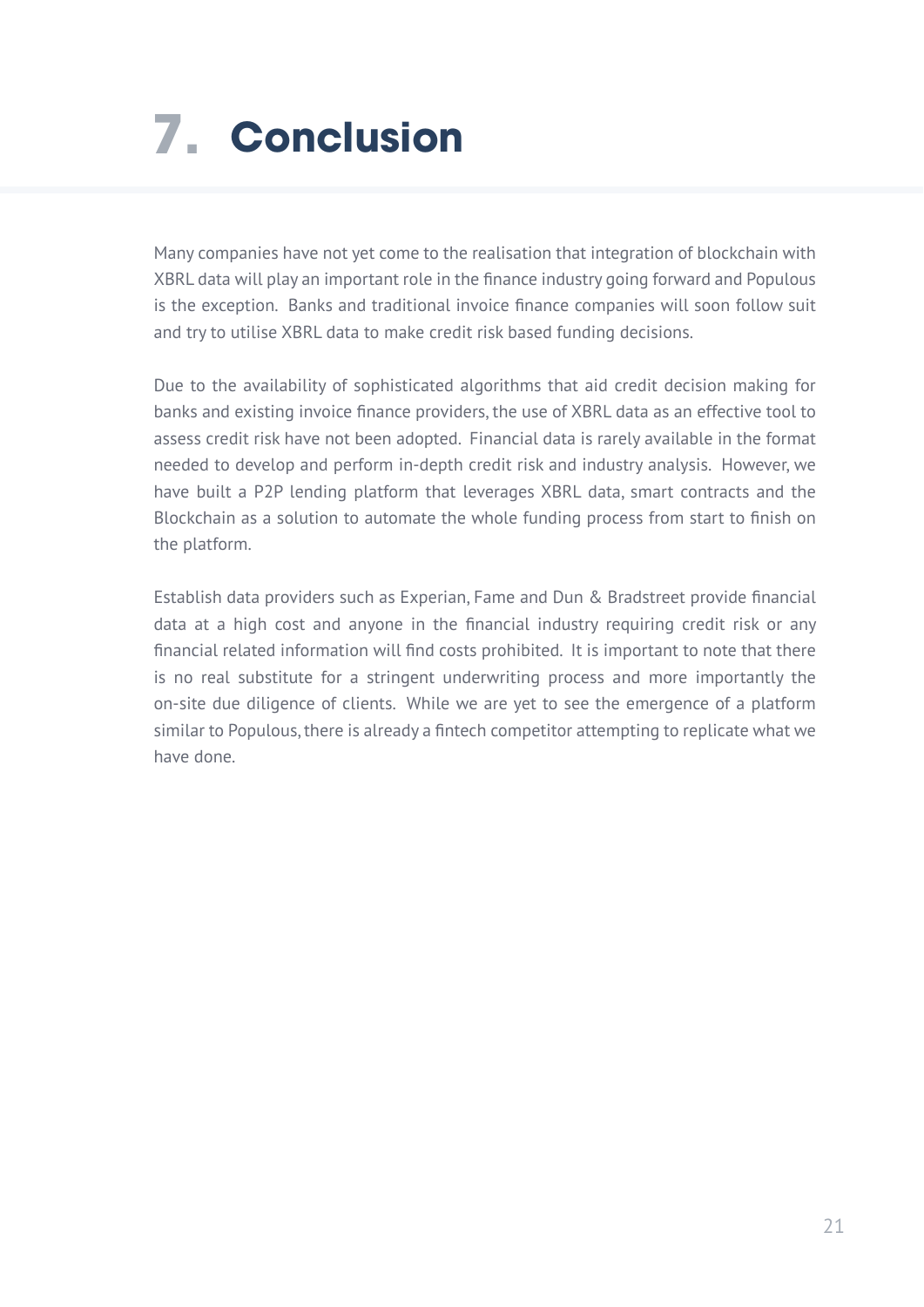# 7. Conclusion

Many companies have not yet come to the realisation that integration of blockchain with XBRL data will play an important role in the finance industry going forward and Populous is the exception. Banks and traditional invoice finance companies will soon follow suit and try to utilise XBRL data to make credit risk based funding decisions.

Due to the availability of sophisticated algorithms that aid credit decision making for banks and existing invoice finance providers, the use of XBRL data as an effective tool to assess credit risk have not been adopted. Financial data is rarely available in the format needed to develop and perform in-depth credit risk and industry analysis. However, we have built a P2P lending platform that leverages XBRL data, smart contracts and the Blockchain as a solution to automate the whole funding process from start to finish on the platform.

Establish data providers such as Experian, Fame and Dun & Bradstreet provide financial data at a high cost and anyone in the financial industry requiring credit risk or any financial related information will find costs prohibited. It is important to note that there is no real substitute for a stringent underwriting process and more importantly the on-site due diligence of clients. While we are yet to see the emergence of a platform similar to Populous, there is already a fintech competitor attempting to replicate what we have done.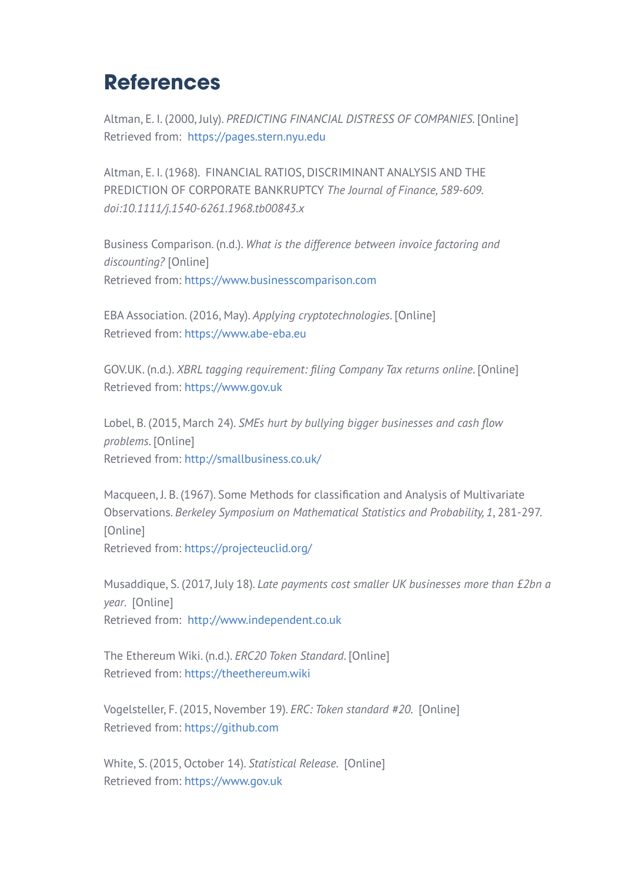# References

Altman, E. I. (2000, July). *PREDICTING FINANCIAL DISTRESS OF COMPANIES*. [Online]
Retrieved from: https://pages.stern.nyu.edu

Altman, E. I. (1968). FINANCIAL RATIOS, DISCRIMINANT ANALYSIS AND THE PREDICTION OF CORPORATE BANKRUPTCY *The Journal of Finance, 589-609. doi:10.1111/j.1540-6261.1968.tb00843.x*

Business Comparison. (n.d.). *What is the difference between invoice factoring and discounting?* [Online]
Retrieved from: https://www.businesscomparison.com

EBA Association. (2016, May). *Applying cryptotechnologies*. [Online]
Retrieved from: https://www.abe-eba.eu

GOV.UK. (n.d.). *XBRL tagging requirement: filing Company Tax returns online*. [Online]
Retrieved from: https://www.gov.uk

Lobel, B. (2015, March 24). *SMEs hurt by bullying bigger businesses and cash flow problems*. [Online]
Retrieved from: http://smallbusiness.co.uk/

Macqueen, J. B. (1967). Some Methods for classification and Analysis of Multivariate Observations. *Berkeley Symposium on Mathematical Statistics and Probability, 1*, 281-297. [Online]
Retrieved from: https://projecteuclid.org/

Musaddique, S. (2017, July 18). *Late payments cost smaller UK businesses more than £2bn a year*. [Online]
Retrieved from: http://www.independent.co.uk

The Ethereum Wiki. (n.d.). *ERC20 Token Standard*. [Online]
Retrieved from: https://theethereum.wiki

Vogelsteller, F. (2015, November 19). *ERC: Token standard #20*. [Online]
Retrieved from: https://github.com

White, S. (2015, October 14). *Statistical Release*. [Online]
Retrieved from: https://www.gov.uk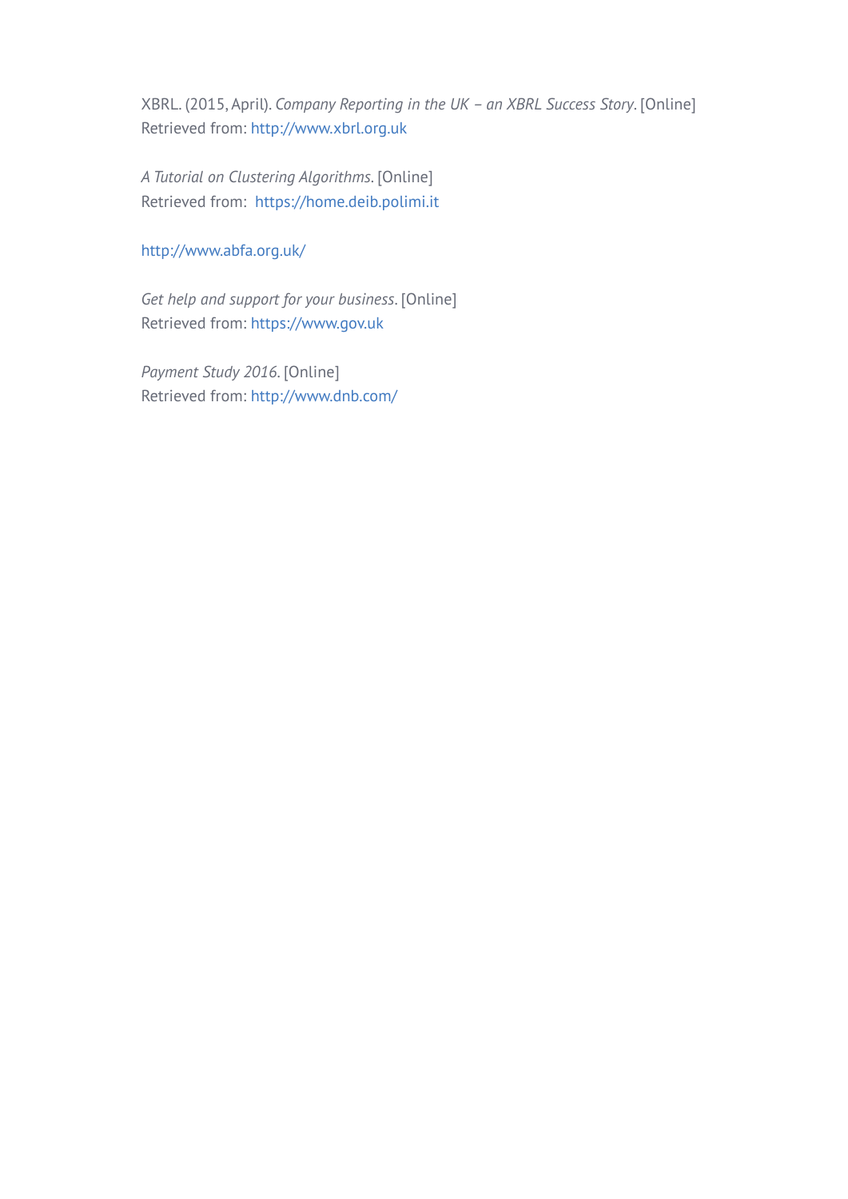XBRL. (2015, April). *Company Reporting in the UK – an XBRL Success Story*. [Online]
Retrieved from: http://www.xbrl.org.uk

*A Tutorial on Clustering Algorithms*. [Online]
Retrieved from: https://home.deib.polimi.it

http://www.abfa.org.uk/

*Get help and support for your business*. [Online]
Retrieved from: https://www.gov.uk

*Payment Study 2016*. [Online]
Retrieved from: http://www.dnb.com/